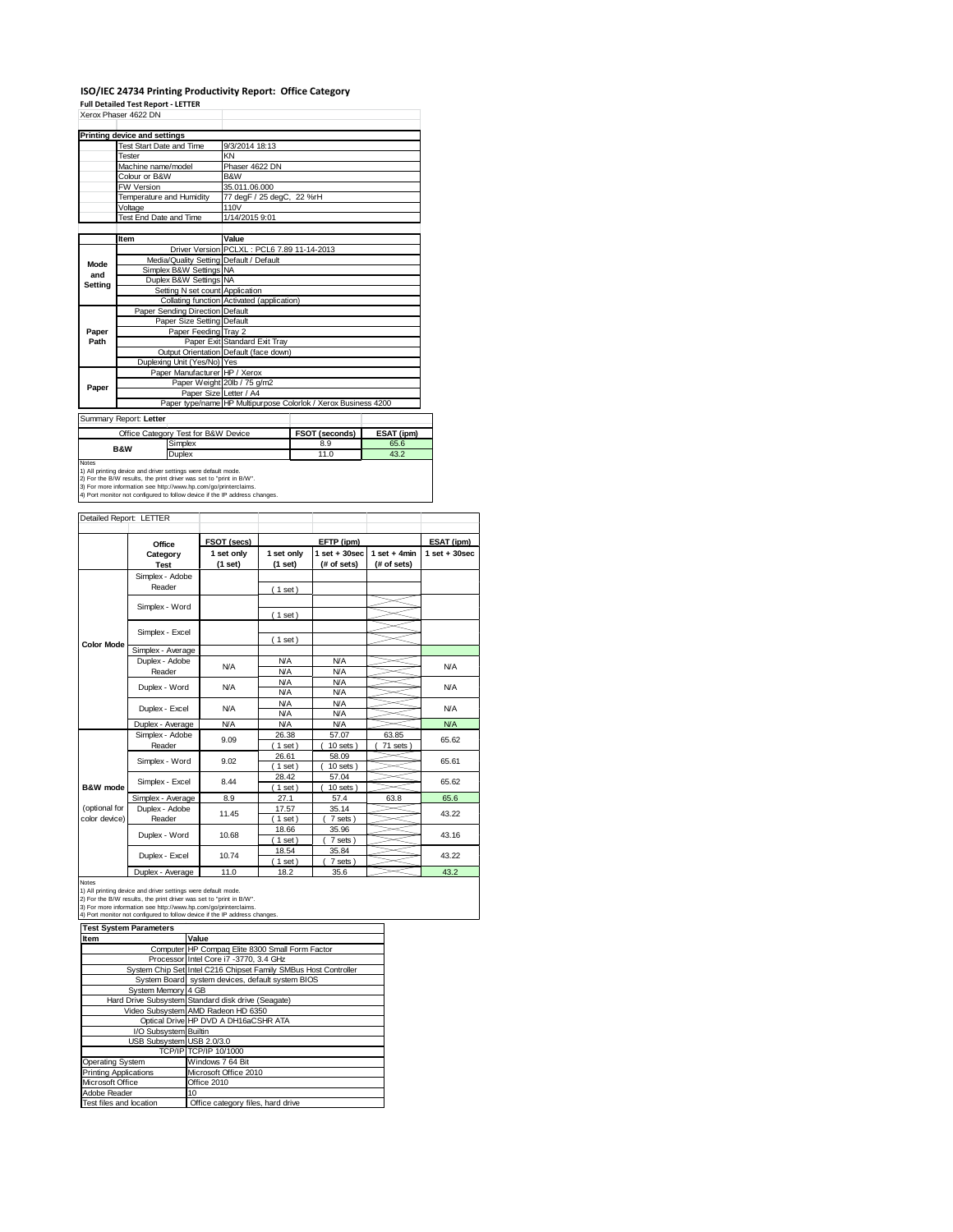# ISO/IEC 24734 Printing Productivity Report: Office Category

**Full Detailed Test Report - LETTER**

Xerox Phaser 4622 DN

| Printing device and settings | |
|---|---|
| Test Start Date and Time | 9/3/2014 18:13 |
| Tester | KN |
| Machine name/model | Phaser 4622 DN |
| Colour or B&W | B&W |
| FW Version | 35.011.06.000 |
| Temperature and Humidity | 77 degF / 25 degC, 22 %rH |
| Voltage | 110V |
| Test End Date and Time | 1/14/2015 9:01 |

| | Item | Value |
|---|---|---|
| Mode and Setting | Driver Version | PCLXL : PCL6 7.89 11-14-2013 |
| | Media/Quality Setting | Default / Default |
| | Simplex B&W Settings | NA |
| | Duplex B&W Settings | NA |
| | Setting N set count | Application |
| | Collating function | Activated (application) |
| Paper Path | Paper Sending Direction | Default |
| | Paper Size Setting | Default |
| | Paper Feeding | Tray 2 |
| | Paper Exit | Standard Exit Tray |
| | Output Orientation | Default (face down) |
| | Duplexing Unit (Yes/No) | Yes |
| Paper | Paper Manufacturer | HP / Xerox |
| | Paper Weight | 20lb / 75 g/m2 |
| | Paper Size | Letter / A4 |
| | Paper type/name | HP Multipurpose Colorlok / Xerox Business 4200 |

Summary Report: **Letter**

| Office Category Test for B&W Device | | FSOT (seconds) | ESAT (ipm) |
|---|---|---|---|
| B&W | Simplex | 8.9 | 65.6 |
| | Duplex | 11.0 | 43.2 |

Notes
1) All printing device and driver settings were default mode.
2) For the B/W results, the print driver was set to "print in B/W".
3) For more information see http://www.hp.com/go/printerclaims.
4) Port monitor not configured to follow device if the IP address changes.

Detailed Report: LETTER

| | Office Category Test | FSOT (secs) 1 set only (1 set) | EFTP (ipm) 1 set only (1 set) | EFTP (ipm) 1 set + 30sec (# of sets) | EFTP (ipm) 1 set + 4min (# of sets) | ESAT (ipm) 1 set + 30sec |
|---|---|---|---|---|---|---|
| Color Mode | Simplex - Adobe Reader | | ( 1 set ) | | | |
| | Simplex - Word | | ( 1 set ) | | | |
| | Simplex - Excel | | ( 1 set ) | | | |
| | Simplex - Average | | | | | |
| | Duplex - Adobe Reader | N/A | N/A<br>N/A | N/A<br>N/A | | N/A |
| | Duplex - Word | N/A | N/A<br>N/A | N/A<br>N/A | | N/A |
| | Duplex - Excel | N/A | N/A<br>N/A | N/A<br>N/A | | N/A |
| | Duplex - Average | N/A | N/A | N/A | | N/A |
| B&W mode (optional for color device) | Simplex - Adobe Reader | 9.09 | 26.38<br>( 1 set ) | 57.07<br>( 10 sets ) | 63.85<br>( 71 sets ) | 65.62 |
| | Simplex - Word | 9.02 | 26.61<br>( 1 set ) | 58.09<br>( 10 sets ) | | 65.61 |
| | Simplex - Excel | 8.44 | 28.42<br>( 1 set ) | 57.04<br>( 10 sets ) | | 65.62 |
| | Simplex - Average | 8.9 | 27.1 | 57.4 | 63.8 | 65.6 |
| | Duplex - Adobe Reader | 11.45 | 17.57<br>( 1 set ) | 35.14<br>( 7 sets ) | | 43.22 |
| | Duplex - Word | 10.68 | 18.66<br>( 1 set ) | 35.96<br>( 7 sets ) | | 43.16 |
| | Duplex - Excel | 10.74 | 18.54<br>( 1 set ) | 35.84<br>( 7 sets ) | | 43.22 |
| | Duplex - Average | 11.0 | 18.2 | 35.6 | | 43.2 |

Notes
1) All printing device and driver settings were default mode.
2) For the B/W results, the print driver was set to "print in B/W".
3) For more information see http://www.hp.com/go/printerclaims.
4) Port monitor not configured to follow device if the IP address changes.

| Test System Parameters | |
|---|---|
| **Item** | **Value** |
| Computer | HP Compaq Elite 8300 Small Form Factor |
| Processor | Intel Core i7 -3770, 3.4 GHz |
| System Chip Set | Intel C216 Chipset Family SMBus Host Controller |
| System Board | system devices, default system BIOS |
| System Memory | 4 GB |
| Hard Drive Subsystem | Standard disk drive (Seagate) |
| Video Subsystem | AMD Radeon HD 6350 |
| Optical Drive | HP DVD A DH16aCSHR ATA |
| I/O Subsystem | Builtin |
| USB Subsystem | USB 2.0/3.0 |
| TCP/IP | TCP/IP 10/1000 |
| Operating System | Windows 7 64 Bit |
| Printing Applications | Microsoft Office 2010 |
| Microsoft Office | Office 2010 |
| Adobe Reader | 10 |
| Test files and location | Office category files, hard drive |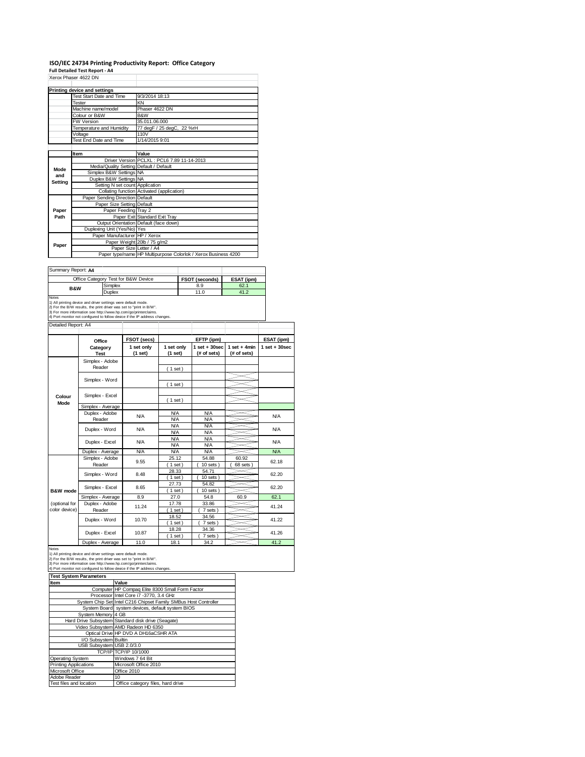# ISO/IEC 24734 Printing Productivity Report: Office Category

**Full Detailed Test Report - A4**

Xerox Phaser 4622 DN

| Printing device and settings | |
|---|---|
| Test Start Date and Time | 9/3/2014 18:13 |
| Tester | KN |
| Machine name/model | Phaser 4622 DN |
| Colour or B&W | B&W |
| FW Version | 35.011.06.000 |
| Temperature and Humidity | 77 degF / 25 degC, 22 %rH |
| Voltage | 110V |
| Test End Date and Time | 1/14/2015 9:01 |

| | Item | Value |
|---|---|---|
| Mode and Setting | Driver Version | PCLXL : PCL6 7.89 11-14-2013 |
| | Media/Quality Setting | Default / Default |
| | Simplex B&W Settings | NA |
| | Duplex B&W Settings | NA |
| | Setting N set count | Application |
| | Collating function | Activated (application) |
| Paper Path | Paper Sending Direction | Default |
| | Paper Size Setting | Default |
| | Paper Feeding | Tray 2 |
| | Paper Exit | Standard Exit Tray |
| | Output Orientation | Default (face down) |
| | Duplexing Unit (Yes/No) | Yes |
| Paper | Paper Manufacturer | HP / Xerox |
| | Paper Weight | 20lb / 75 g/m2 |
| | Paper Size | Letter / A4 |
| | Paper type/name | HP Multipurpose Colorlok / Xerox Business 4200 |

Summary Report: **A4**

| Office Category Test for B&W Device | | FSOT (seconds) | ESAT (ipm) |
|---|---|---|---|
| B&W | Simplex | 8.9 | 62.1 |
| | Duplex | 11.0 | 41.2 |

Notes
1) All printing device and driver settings were default mode.
2) For the B/W results, the print driver was set to "print in B/W".
3) For more information see http://www.hp.com/go/printerclaims.
4) Port monitor not configured to follow device if the IP address changes.

Detailed Report: A4

| | Office Category Test | FSOT (secs) 1 set only (1 set) | EFTP (ipm) 1 set only (1 set) | EFTP (ipm) 1 set + 30sec (# of sets) | EFTP (ipm) 1 set + 4min (# of sets) | ESAT (ipm) 1 set + 30sec |
|---|---|---|---|---|---|---|
| Colour Mode | Simplex - Adobe Reader | | ( 1 set ) | | | |
| | Simplex - Word | | ( 1 set ) | | | |
| | Simplex - Excel | | ( 1 set ) | | | |
| | Simplex - Average | | | | | |
| | Duplex - Adobe Reader | N/A | N/A / N/A | N/A / N/A | | N/A |
| | Duplex - Word | N/A | N/A / N/A | N/A / N/A | | N/A |
| | Duplex - Excel | N/A | N/A / N/A | N/A / N/A | | N/A |
| | Duplex - Average | N/A | N/A | N/A | | N/A |
| B&W mode (optional for color device) | Simplex - Adobe Reader | 9.55 | 25.12 ( 1 set ) | 54.88 ( 10 sets ) | 60.92 ( 68 sets ) | 62.18 |
| | Simplex - Word | 8.48 | 28.33 ( 1 set ) | 54.71 ( 10 sets ) | | 62.20 |
| | Simplex - Excel | 8.65 | 27.73 ( 1 set ) | 54.82 ( 10 sets ) | | 62.20 |
| | Simplex - Average | 8.9 | 27.0 | 54.8 | 60.9 | 62.1 |
| | Duplex - Adobe Reader | 11.24 | 17.78 ( 1 set ) | 33.86 ( 7 sets ) | | 41.24 |
| | Duplex - Word | 10.70 | 18.52 ( 1 set ) | 34.56 ( 7 sets ) | | 41.22 |
| | Duplex - Excel | 10.87 | 18.28 ( 1 set ) | 34.36 ( 7 sets ) | | 41.26 |
| | Duplex - Average | 11.0 | 18.1 | 34.2 | | 41.2 |

Notes
1) All printing device and driver settings were default mode.
2) For the B/W results, the print driver was set to "print in B/W".
3) For more information see http://www.hp.com/go/printerclaims.
4) Port monitor not configured to follow device if the IP address changes.

| Test System Parameters | |
|---|---|
| **Item** | **Value** |
| Computer | HP Compaq Elite 8300 Small Form Factor |
| Processor | Intel Core i7 -3770, 3.4 GHz |
| System Chip Set | Intel C216 Chipset Family SMBus Host Controller |
| System Board | system devices, default system BIOS |
| System Memory | 4 GB |
| Hard Drive Subsystem | Standard disk drive (Seagate) |
| Video Subsystem | AMD Radeon HD 6350 |
| Optical Drive | HP DVD A DH16aCSHR ATA |
| I/O Subsystem | Builtin |
| USB Subsystem | USB 2.0/3.0 |
| TCP/IP | TCP/IP 10/1000 |
| Operating System | Windows 7 64 Bit |
| Printing Applications | Microsoft Office 2010 |
| Microsoft Office | Office 2010 |
| Adobe Reader | 10 |
| Test files and location | Office category files, hard drive |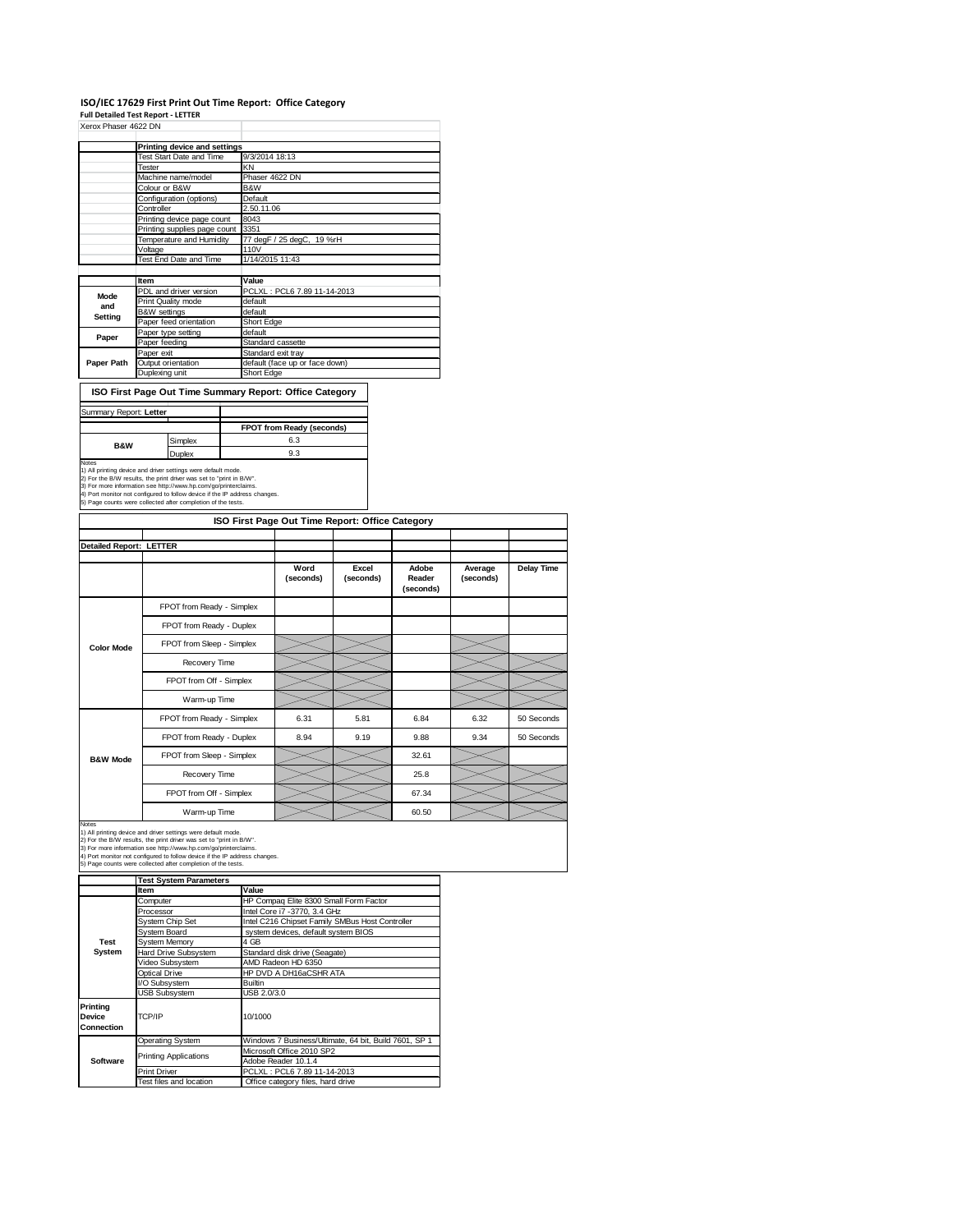# ISO/IEC 17629 First Print Out Time Report: Office Category

**Full Detailed Test Report - LETTER**

Xerox Phaser 4622 DN

| | Printing device and settings | |
|---|---|---|
| | Test Start Date and Time | 9/3/2014 18:13 |
| | Tester | KN |
| | Machine name/model | Phaser 4622 DN |
| | Colour or B&W | B&W |
| | Configuration (options) | Default |
| | Controller | 2.50.11.06 |
| | Printing device page count | 8043 |
| | Printing supplies page count | 3351 |
| | Temperature and Humidity | 77 degF / 25 degC, 19 %rH |
| | Voltage | 110V |
| | Test End Date and Time | 1/14/2015 11:43 |

| | Item | Value |
|---|---|---|
| Mode and Setting | PDL and driver version | PCLXL : PCL6 7.89 11-14-2013 |
| | Print Quality mode | default |
| | B&W settings | default |
| | Paper feed orientation | Short Edge |
| Paper | Paper type setting | default |
| | Paper feeding | Standard cassette |
| Paper Path | Paper exit | Standard exit tray |
| | Output orientation | default (face up or face down) |
| | Duplexing unit | Short Edge |

## ISO First Page Out Time Summary Report: Office Category

Summary Report: **Letter**

| | | FPOT from Ready (seconds) |
|---|---|---|
| B&W | Simplex | 6.3 |
| | Duplex | 9.3 |

Notes
1) All printing device and driver settings were default mode.
2) For the B/W results, the print driver was set to "print in B/W".
3) For more information see http://www.hp.com/go/printerclaims.
4) Port monitor not configured to follow device if the IP address changes.
5) Page counts were collected after completion of the tests.

## ISO First Page Out Time Report: Office Category

**Detailed Report: LETTER**

| | | Word (seconds) | Excel (seconds) | Adobe Reader (seconds) | Average (seconds) | Delay Time |
|---|---|---|---|---|---|---|
| Color Mode | FPOT from Ready - Simplex | | | | | |
| | FPOT from Ready - Duplex | | | | | |
| | FPOT from Sleep - Simplex | | | | | |
| | Recovery Time | | | | | |
| | FPOT from Off - Simplex | | | | | |
| | Warm-up Time | | | | | |
| B&W Mode | FPOT from Ready - Simplex | 6.31 | 5.81 | 6.84 | 6.32 | 50 Seconds |
| | FPOT from Ready - Duplex | 8.94 | 9.19 | 9.88 | 9.34 | 50 Seconds |
| | FPOT from Sleep - Simplex | | | 32.61 | | |
| | Recovery Time | | | 25.8 | | |
| | FPOT from Off - Simplex | | | 67.34 | | |
| | Warm-up Time | | | 60.50 | | |

Notes
1) All printing device and driver settings were default mode.
2) For the B/W results, the print driver was set to "print in B/W".
3) For more information see http://www.hp.com/go/printerclaims.
4) Port monitor not configured to follow device if the IP address changes.
5) Page counts were collected after completion of the tests.

| | Test System Parameters | |
|---|---|---|
| | Item | Value |
| Test System | Computer | HP Compaq Elite 8300 Small Form Factor |
| | Processor | Intel Core i7 -3770, 3.4 GHz |
| | System Chip Set | Intel C216 Chipset Family SMBus Host Controller |
| | System Board | system devices, default system BIOS |
| | System Memory | 4 GB |
| | Hard Drive Subsystem | Standard disk drive (Seagate) |
| | Video Subsystem | AMD Radeon HD 6350 |
| | Optical Drive | HP DVD A DH16aCSHR ATA |
| | I/O Subsystem | Builtin |
| | USB Subsystem | USB 2.0/3.0 |
| Printing Device Connection | TCP/IP | 10/1000 |
| Software | Operating System | Windows 7 Business/Ultimate, 64 bit, Build 7601, SP 1 |
| | Printing Applications | Microsoft Office 2010 SP2 |
| | | Adobe Reader 10.1.4 |
| | Print Driver | PCLXL : PCL6 7.89 11-14-2013 |
| | Test files and location | Office category files, hard drive |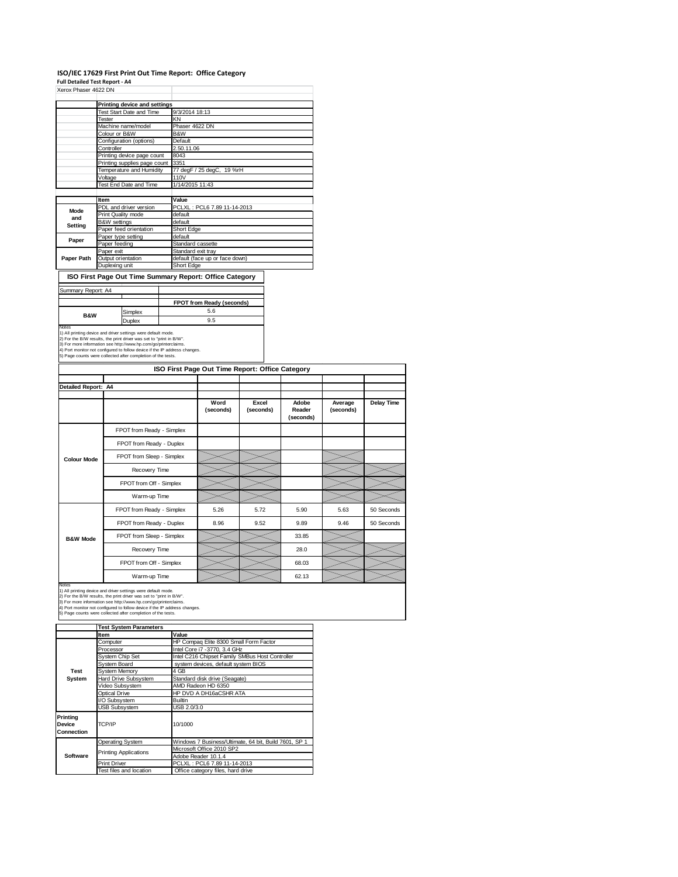# ISO/IEC 17629 First Print Out Time Report: Office Category

**Full Detailed Test Report - A4**

Xerox Phaser 4622 DN

| | | |
|---|---|---|
| | **Printing device and settings** | |
| | Test Start Date and Time | 9/3/2014 18:13 |
| | Tester | KN |
| | Machine name/model | Phaser 4622 DN |
| | Colour or B&W | B&W |
| | Configuration (options) | Default |
| | Controller | 2.50.11.06 |
| | Printing device page count | 8043 |
| | Printing supplies page count | 3351 |
| | Temperature and Humidity | 77 degF / 25 degC, 19 %rH |
| | Voltage | 110V |
| | Test End Date and Time | 1/14/2015 11:43 |
| | **Item** | **Value** |
| **Mode and Setting** | PDL and driver version | PCLXL : PCL6 7.89 11-14-2013 |
| | Print Quality mode | default |
| | B&W settings | default |
| | Paper feed orientation | Short Edge |
| **Paper** | Paper type setting | default |
| | Paper feeding | Standard cassette |
| **Paper Path** | Paper exit | Standard exit tray |
| | Output orientation | default (face up or face down) |
| | Duplexing unit | Short Edge |

## ISO First Page Out Time Summary Report: Office Category

Summary Report: A4

| | | FPOT from Ready (seconds) |
|---|---|---|
| **B&W** | Simplex | 5.6 |
| | Duplex | 9.5 |

Notes
1) All printing device and driver settings were default mode.
2) For the B/W results, the print driver was set to "print in B/W".
3) For more information see http://www.hp.com/go/printerclaims.
4) Port monitor not configured to follow device if the IP address changes.
5) Page counts were collected after completion of the tests.

## ISO First Page Out Time Report: Office Category

Detailed Report: A4

| | | Word (seconds) | Excel (seconds) | Adobe Reader (seconds) | Average (seconds) | Delay Time |
|---|---|---|---|---|---|---|
| **Colour Mode** | FPOT from Ready - Simplex | | | | | |
| | FPOT from Ready - Duplex | | | | | |
| | FPOT from Sleep - Simplex | | | | | |
| | Recovery Time | | | | | |
| | FPOT from Off - Simplex | | | | | |
| | Warm-up Time | | | | | |
| **B&W Mode** | FPOT from Ready - Simplex | 5.26 | 5.72 | 5.90 | 5.63 | 50 Seconds |
| | FPOT from Ready - Duplex | 8.96 | 9.52 | 9.89 | 9.46 | 50 Seconds |
| | FPOT from Sleep - Simplex | | | 33.85 | | |
| | Recovery Time | | | 28.0 | | |
| | FPOT from Off - Simplex | | | 68.03 | | |
| | Warm-up Time | | | 62.13 | | |

Notes
1) All printing device and driver settings were default mode.
2) For the B/W results, the print driver was set to "print in B/W".
3) For more information see http://www.hp.com/go/printerclaims.
4) Port monitor not configured to follow device if the IP address changes.
5) Page counts were collected after completion of the tests.

| | | |
|---|---|---|
| | **Test System Parameters** | |
| | **Item** | **Value** |
| **Test System** | Computer | HP Compaq Elite 8300 Small Form Factor |
| | Processor | Intel Core i7 -3770, 3.4 GHz |
| | System Chip Set | Intel C216 Chipset Family SMBus Host Controller |
| | System Board | system devices, default system BIOS |
| | System Memory | 4 GB |
| | Hard Drive Subsystem | Standard disk drive (Seagate) |
| | Video Subsystem | AMD Radeon HD 6350 |
| | Optical Drive | HP DVD A DH16aCSHR ATA |
| | I/O Subsystem | Builtin |
| | USB Subsystem | USB 2.0/3.0 |
| **Printing Device Connection** | TCP/IP | 10/1000 |
| **Software** | Operating System | Windows 7 Business/Ultimate, 64 bit, Build 7601, SP 1 |
| | Printing Applications | Microsoft Office 2010 SP2 |
| | | Adobe Reader 10.1.4 |
| | Print Driver | PCLXL : PCL6 7.89 11-14-2013 |
| | Test files and location | Office category files, hard drive |